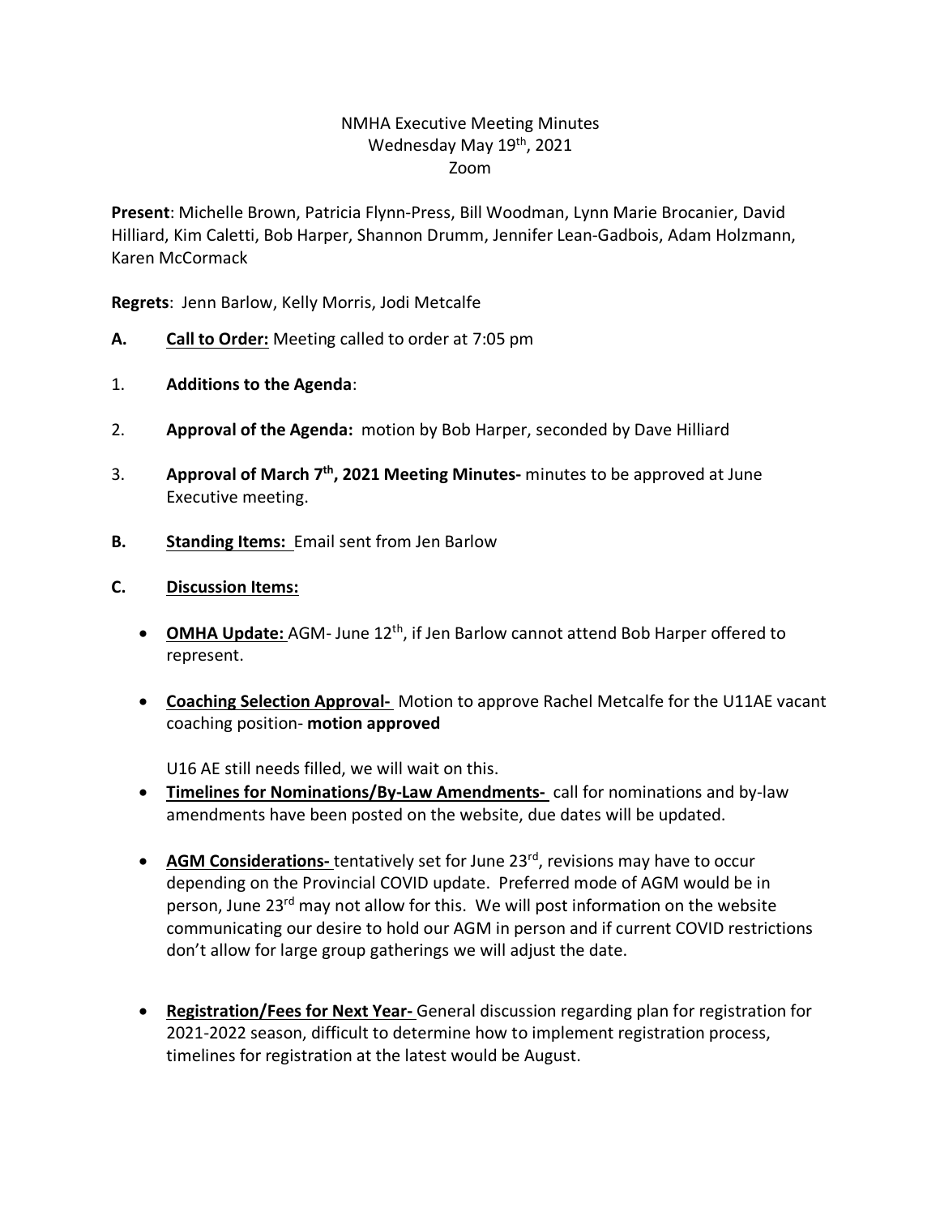# NMHA Executive Meeting Minutes

Wednesday May 19th, 2021

Zoom

**Present**: Michelle Brown, Patricia Flynn-Press, Bill Woodman, Lynn Marie Brocanier, David Hilliard, Kim Caletti, Bob Harper, Shannon Drumm, Jennifer Lean-Gadbois, Adam Holzmann, Karen McCormack

**Regrets**: Jenn Barlow, Kelly Morris, Jodi Metcalfe

**A.** **Call to Order:** Meeting called to order at 7:05 pm

1. **Additions to the Agenda**:

2. **Approval of the Agenda:** motion by Bob Harper, seconded by Dave Hilliard

3. **Approval of March 7th, 2021 Meeting Minutes-** minutes to be approved at June Executive meeting.

**B.** **Standing Items:** Email sent from Jen Barlow

**C.** **Discussion Items:**

- **OMHA Update:** AGM- June 12th, if Jen Barlow cannot attend Bob Harper offered to represent.

- **Coaching Selection Approval-** Motion to approve Rachel Metcalfe for the U11AE vacant coaching position- **motion approved**

  U16 AE still needs filled, we will wait on this.

- **Timelines for Nominations/By-Law Amendments-** call for nominations and by-law amendments have been posted on the website, due dates will be updated.

- **AGM Considerations-** tentatively set for June 23rd, revisions may have to occur depending on the Provincial COVID update. Preferred mode of AGM would be in person, June 23rd may not allow for this. We will post information on the website communicating our desire to hold our AGM in person and if current COVID restrictions don't allow for large group gatherings we will adjust the date.

- **Registration/Fees for Next Year-** General discussion regarding plan for registration for 2021-2022 season, difficult to determine how to implement registration process, timelines for registration at the latest would be August.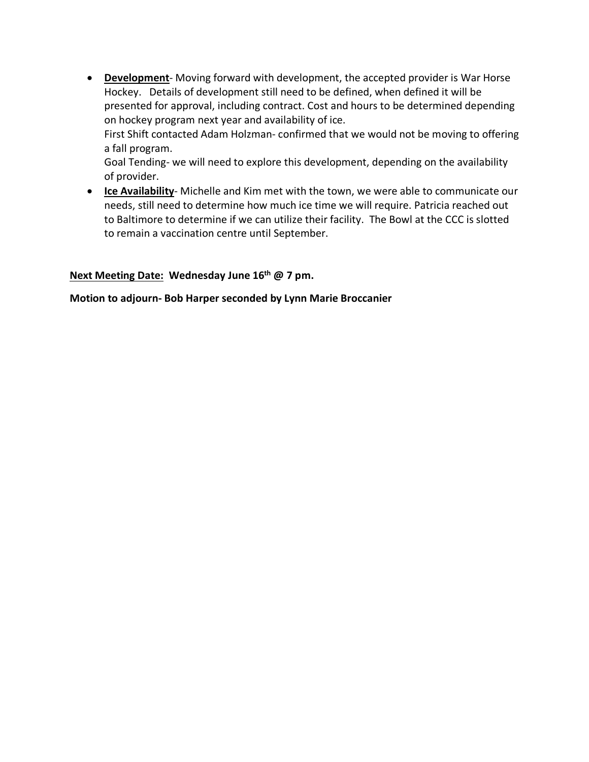- **Development**- Moving forward with development, the accepted provider is War Horse Hockey. Details of development still need to be defined, when defined it will be presented for approval, including contract. Cost and hours to be determined depending on hockey program next year and availability of ice.
  First Shift contacted Adam Holzman- confirmed that we would not be moving to offering a fall program.
  Goal Tending- we will need to explore this development, depending on the availability of provider.
- **Ice Availability**- Michelle and Kim met with the town, we were able to communicate our needs, still need to determine how much ice time we will require. Patricia reached out to Baltimore to determine if we can utilize their facility. The Bowl at the CCC is slotted to remain a vaccination centre until September.

**Next Meeting Date: Wednesday June 16th @ 7 pm.**

**Motion to adjourn- Bob Harper seconded by Lynn Marie Broccanier**